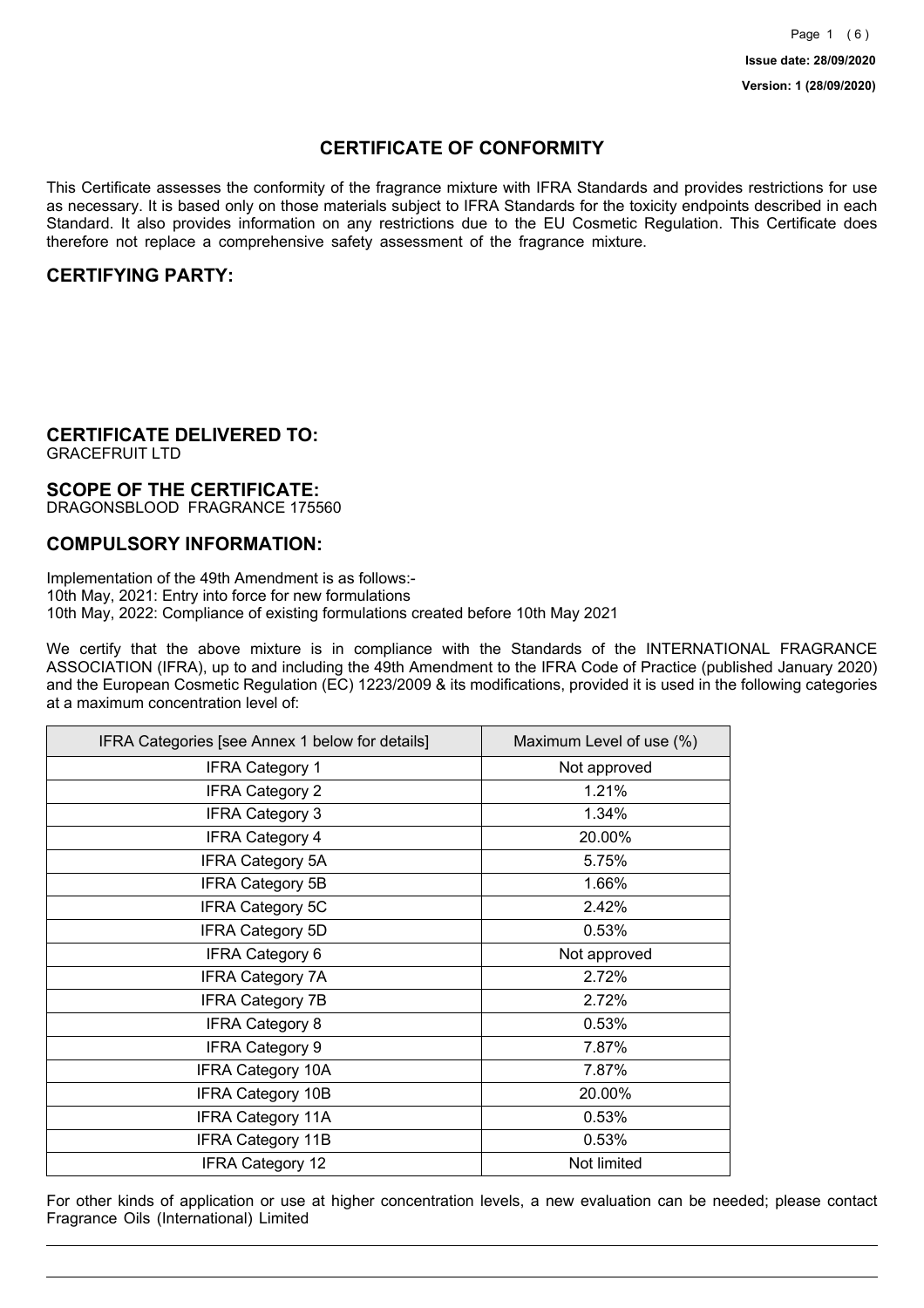Issue date: 28/09/2020

Version: 1 (28/09/2020)

# CERTIFICATE OF CONFORMITY

This Certificate assesses the conformity of the fragrance mixture with IFRA Standards and provides restrictions for use as necessary. It is based only on those materials subject to IFRA Standards for the toxicity endpoints described in each Standard. It also provides information on any restrictions due to the EU Cosmetic Regulation. This Certificate does therefore not replace a comprehensive safety assessment of the fragrance mixture.

## CERTIFYING PARTY:

## CERTIFICATE DELIVERED TO:

GRACEFRUIT LTD

## SCOPE OF THE CERTIFICATE:

DRAGONSBLOOD FRAGRANCE 175560

## COMPULSORY INFORMATION:

Implementation of the 49th Amendment is as follows:-
10th May, 2021: Entry into force for new formulations
10th May, 2022: Compliance of existing formulations created before 10th May 2021

We certify that the above mixture is in compliance with the Standards of the INTERNATIONAL FRAGRANCE ASSOCIATION (IFRA), up to and including the 49th Amendment to the IFRA Code of Practice (published January 2020) and the European Cosmetic Regulation (EC) 1223/2009 & its modifications, provided it is used in the following categories at a maximum concentration level of:

| IFRA Categories [see Annex 1 below for details] | Maximum Level of use (%) |
| --- | --- |
| IFRA Category 1 | Not approved |
| IFRA Category 2 | 1.21% |
| IFRA Category 3 | 1.34% |
| IFRA Category 4 | 20.00% |
| IFRA Category 5A | 5.75% |
| IFRA Category 5B | 1.66% |
| IFRA Category 5C | 2.42% |
| IFRA Category 5D | 0.53% |
| IFRA Category 6 | Not approved |
| IFRA Category 7A | 2.72% |
| IFRA Category 7B | 2.72% |
| IFRA Category 8 | 0.53% |
| IFRA Category 9 | 7.87% |
| IFRA Category 10A | 7.87% |
| IFRA Category 10B | 20.00% |
| IFRA Category 11A | 0.53% |
| IFRA Category 11B | 0.53% |
| IFRA Category 12 | Not limited |

For other kinds of application or use at higher concentration levels, a new evaluation can be needed; please contact Fragrance Oils (International) Limited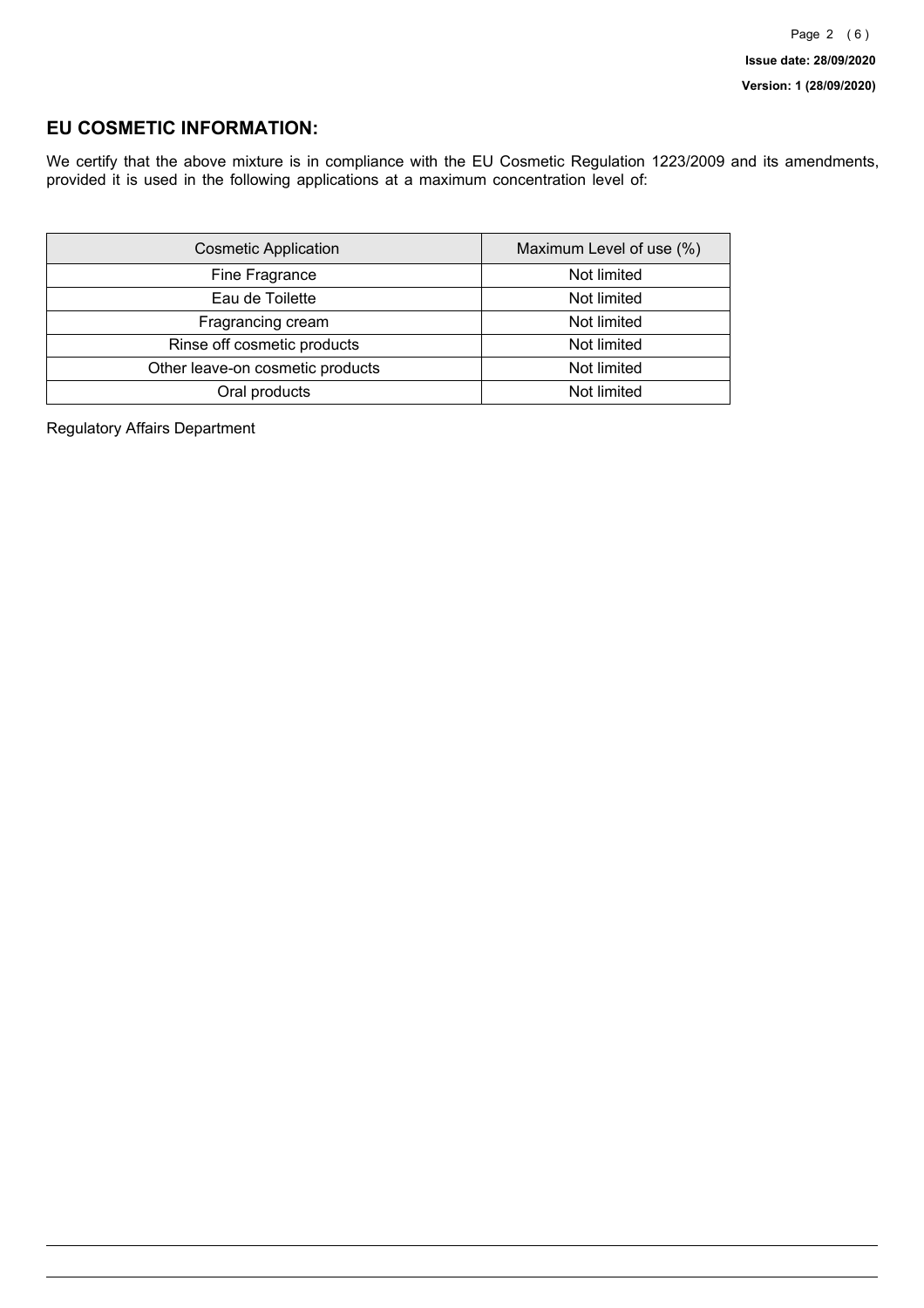## EU COSMETIC INFORMATION:

We certify that the above mixture is in compliance with the EU Cosmetic Regulation 1223/2009 and its amendments, provided it is used in the following applications at a maximum concentration level of:

| Cosmetic Application | Maximum Level of use (%) |
| --- | --- |
| Fine Fragrance | Not limited |
| Eau de Toilette | Not limited |
| Fragrancing cream | Not limited |
| Rinse off cosmetic products | Not limited |
| Other leave-on cosmetic products | Not limited |
| Oral products | Not limited |

Regulatory Affairs Department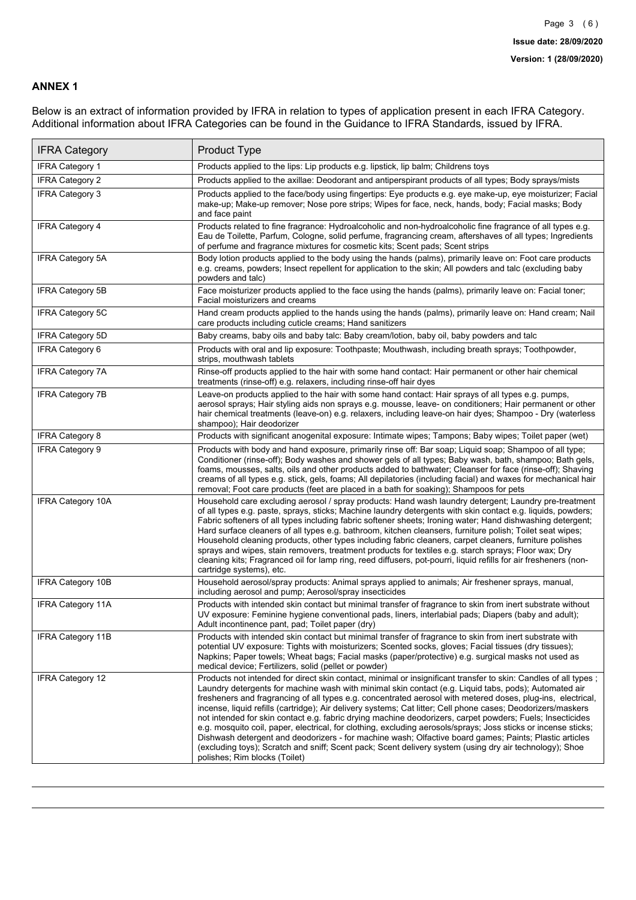## ANNEX 1

Below is an extract of information provided by IFRA in relation to types of application present in each IFRA Category. Additional information about IFRA Categories can be found in the Guidance to IFRA Standards, issued by IFRA.

| IFRA Category | Product Type |
|---|---|
| IFRA Category 1 | Products applied to the lips: Lip products e.g. lipstick, lip balm; Childrens toys |
| IFRA Category 2 | Products applied to the axillae: Deodorant and antiperspirant products of all types; Body sprays/mists |
| IFRA Category 3 | Products applied to the face/body using fingertips: Eye products e.g. eye make-up, eye moisturizer; Facial make-up; Make-up remover; Nose pore strips; Wipes for face, neck, hands, body; Facial masks; Body and face paint |
| IFRA Category 4 | Products related to fine fragrance: Hydroalcoholic and non-hydroalcoholic fine fragrance of all types e.g. Eau de Toilette, Parfum, Cologne, solid perfume, fragrancing cream, aftershaves of all types; Ingredients of perfume and fragrance mixtures for cosmetic kits; Scent pads; Scent strips |
| IFRA Category 5A | Body lotion products applied to the body using the hands (palms), primarily leave on: Foot care products e.g. creams, powders; Insect repellent for application to the skin; All powders and talc (excluding baby powders and talc) |
| IFRA Category 5B | Face moisturizer products applied to the face using the hands (palms), primarily leave on: Facial toner; Facial moisturizers and creams |
| IFRA Category 5C | Hand cream products applied to the hands using the hands (palms), primarily leave on: Hand cream; Nail care products including cuticle creams; Hand sanitizers |
| IFRA Category 5D | Baby creams, baby oils and baby talc: Baby cream/lotion, baby oil, baby powders and talc |
| IFRA Category 6 | Products with oral and lip exposure: Toothpaste; Mouthwash, including breath sprays; Toothpowder, strips, mouthwash tablets |
| IFRA Category 7A | Rinse-off products applied to the hair with some hand contact: Hair permanent or other hair chemical treatments (rinse-off) e.g. relaxers, including rinse-off hair dyes |
| IFRA Category 7B | Leave-on products applied to the hair with some hand contact: Hair sprays of all types e.g. pumps, aerosol sprays; Hair styling aids non sprays e.g. mousse, leave- on conditioners; Hair permanent or other hair chemical treatments (leave-on) e.g. relaxers, including leave-on hair dyes; Shampoo - Dry (waterless shampoo); Hair deodorizer |
| IFRA Category 8 | Products with significant anogenital exposure: Intimate wipes; Tampons; Baby wipes; Toilet paper (wet) |
| IFRA Category 9 | Products with body and hand exposure, primarily rinse off: Bar soap; Liquid soap; Shampoo of all type; Conditioner (rinse-off); Body washes and shower gels of all types; Baby wash, bath, shampoo; Bath gels, foams, mousses, salts, oils and other products added to bathwater; Cleanser for face (rinse-off); Shaving creams of all types e.g. stick, gels, foams; All depilatories (including facial) and waxes for mechanical hair removal; Foot care products (feet are placed in a bath for soaking); Shampoos for pets |
| IFRA Category 10A | Household care excluding aerosol / spray products: Hand wash laundry detergent; Laundry pre-treatment of all types e.g. paste, sprays, sticks; Machine laundry detergents with skin contact e.g. liquids, powders; Fabric softeners of all types including fabric softener sheets; Ironing water; Hand dishwashing detergent; Hard surface cleaners of all types e.g. bathroom, kitchen cleansers, furniture polish; Toilet seat wipes; Household cleaning products, other types including fabric cleaners, carpet cleaners, furniture polishes sprays and wipes, stain removers, treatment products for textiles e.g. starch sprays; Floor wax; Dry cleaning kits; Fragranced oil for lamp ring, reed diffusers, pot-pourri, liquid refills for air fresheners (non-cartridge systems), etc. |
| IFRA Category 10B | Household aerosol/spray products: Animal sprays applied to animals; Air freshener sprays, manual, including aerosol and pump; Aerosol/spray insecticides |
| IFRA Category 11A | Products with intended skin contact but minimal transfer of fragrance to skin from inert substrate without UV exposure: Feminine hygiene conventional pads, liners, interlabial pads; Diapers (baby and adult); Adult incontinence pant, pad; Toilet paper (dry) |
| IFRA Category 11B | Products with intended skin contact but minimal transfer of fragrance to skin from inert substrate with potential UV exposure: Tights with moisturizers; Scented socks, gloves; Facial tissues (dry tissues); Napkins; Paper towels; Wheat bags; Facial masks (paper/protective) e.g. surgical masks not used as medical device; Fertilizers, solid (pellet or powder) |
| IFRA Category 12 | Products not intended for direct skin contact, minimal or insignificant transfer to skin: Candles of all types ; Laundry detergents for machine wash with minimal skin contact (e.g. Liquid tabs, pods); Automated air fresheners and fragrancing of all types e.g. concentrated aerosol with metered doses, plug-ins, electrical, incense, liquid refills (cartridge); Air delivery systems; Cat litter; Cell phone cases; Deodorizers/maskers not intended for skin contact e.g. fabric drying machine deodorizers, carpet powders; Fuels; Insecticides e.g. mosquito coil, paper, electrical, for clothing, excluding aerosols/sprays; Joss sticks or incense sticks; Dishwash detergent and deodorizers - for machine wash; Olfactive board games; Paints; Plastic articles (excluding toys); Scratch and sniff; Scent pack; Scent delivery system (using dry air technology); Shoe polishes; Rim blocks (Toilet) |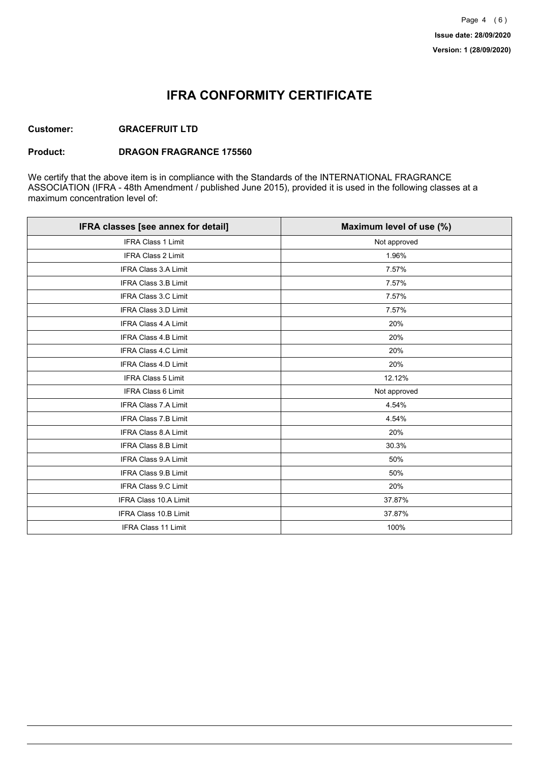Issue date: 28/09/2020

Version: 1 (28/09/2020)

# IFRA CONFORMITY CERTIFICATE

**Customer:** **GRACEFRUIT LTD**

**Product:** **DRAGON FRAGRANCE 175560**

We certify that the above item is in compliance with the Standards of the INTERNATIONAL FRAGRANCE ASSOCIATION (IFRA - 48th Amendment / published June 2015), provided it is used in the following classes at a maximum concentration level of:

| IFRA classes [see annex for detail] | Maximum level of use (%) |
| --- | --- |
| IFRA Class 1 Limit | Not approved |
| IFRA Class 2 Limit | 1.96% |
| IFRA Class 3.A Limit | 7.57% |
| IFRA Class 3.B Limit | 7.57% |
| IFRA Class 3.C Limit | 7.57% |
| IFRA Class 3.D Limit | 7.57% |
| IFRA Class 4.A Limit | 20% |
| IFRA Class 4.B Limit | 20% |
| IFRA Class 4.C Limit | 20% |
| IFRA Class 4.D Limit | 20% |
| IFRA Class 5 Limit | 12.12% |
| IFRA Class 6 Limit | Not approved |
| IFRA Class 7.A Limit | 4.54% |
| IFRA Class 7.B Limit | 4.54% |
| IFRA Class 8.A Limit | 20% |
| IFRA Class 8.B Limit | 30.3% |
| IFRA Class 9.A Limit | 50% |
| IFRA Class 9.B Limit | 50% |
| IFRA Class 9.C Limit | 20% |
| IFRA Class 10.A Limit | 37.87% |
| IFRA Class 10.B Limit | 37.87% |
| IFRA Class 11 Limit | 100% |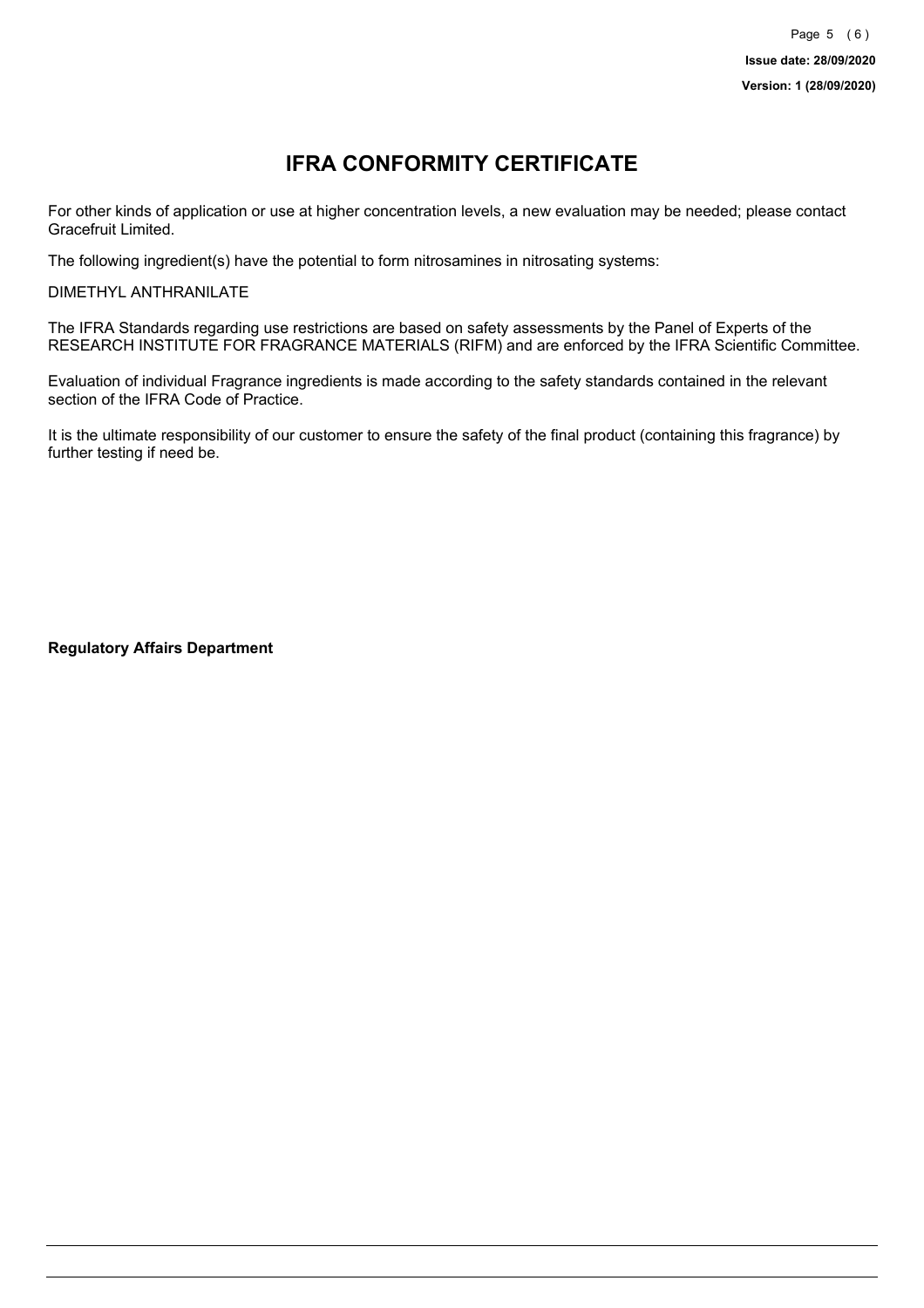# IFRA CONFORMITY CERTIFICATE

For other kinds of application or use at higher concentration levels, a new evaluation may be needed; please contact Gracefruit Limited.

The following ingredient(s) have the potential to form nitrosamines in nitrosating systems:

DIMETHYL ANTHRANILATE

The IFRA Standards regarding use restrictions are based on safety assessments by the Panel of Experts of the RESEARCH INSTITUTE FOR FRAGRANCE MATERIALS (RIFM) and are enforced by the IFRA Scientific Committee.

Evaluation of individual Fragrance ingredients is made according to the safety standards contained in the relevant section of the IFRA Code of Practice.

It is the ultimate responsibility of our customer to ensure the safety of the final product (containing this fragrance) by further testing if need be.

**Regulatory Affairs Department**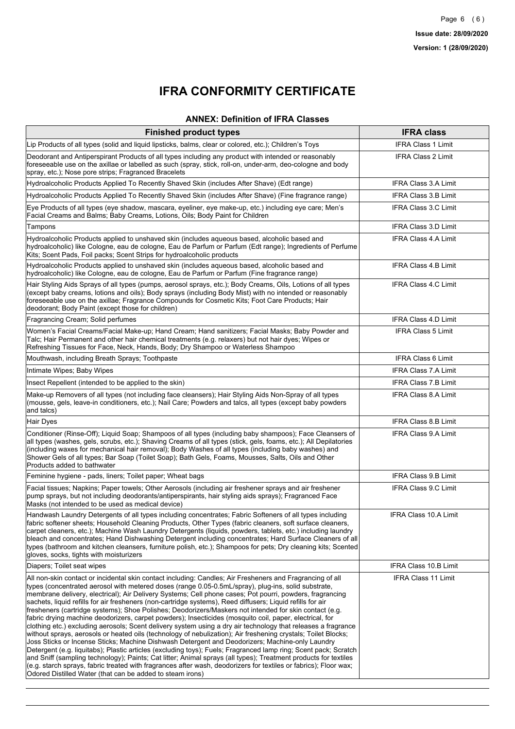Issue date: 28/09/2020

Version: 1 (28/09/2020)

# IFRA CONFORMITY CERTIFICATE

### ANNEX: Definition of IFRA Classes

| Finished product types | IFRA class |
| --- | --- |
| Lip Products of all types (solid and liquid lipsticks, balms, clear or colored, etc.); Children's Toys | IFRA Class 1 Limit |
| Deodorant and Antiperspirant Products of all types including any product with intended or reasonably foreseeable use on the axillae or labelled as such (spray, stick, roll-on, under-arm, deo-cologne and body spray, etc.); Nose pore strips; Fragranced Bracelets | IFRA Class 2 Limit |
| Hydroalcoholic Products Applied To Recently Shaved Skin (includes After Shave) (Edt range) | IFRA Class 3.A Limit |
| Hydroalcoholic Products Applied To Recently Shaved Skin (includes After Shave) (Fine fragrance range) | IFRA Class 3.B Limit |
| Eye Products of all types (eye shadow, mascara, eyeliner, eye make-up, etc.) including eye care; Men's Facial Creams and Balms; Baby Creams, Lotions, Oils; Body Paint for Children | IFRA Class 3.C Limit |
| Tampons | IFRA Class 3.D Limit |
| Hydroalcoholic Products applied to unshaved skin (includes aqueous based, alcoholic based and hydroalcoholic) like Cologne, eau de cologne, Eau de Parfum or Parfum (Edt range); Ingredients of Perfume Kits; Scent Pads, Foil packs; Scent Strips for hydroalcoholic products | IFRA Class 4.A Limit |
| Hydroalcoholic Products applied to unshaved skin (includes aqueous based, alcoholic based and hydroalcoholic) like Cologne, eau de cologne, Eau de Parfum or Parfum (Fine fragrance range) | IFRA Class 4.B Limit |
| Hair Styling Aids Sprays of all types (pumps, aerosol sprays, etc.); Body Creams, Oils, Lotions of all types (except baby creams, lotions and oils); Body sprays (including Body Mist) with no intended or reasonably foreseeable use on the axillae; Fragrance Compounds for Cosmetic Kits; Foot Care Products; Hair deodorant; Body Paint (except those for children) | IFRA Class 4.C Limit |
| Fragrancing Cream; Solid perfumes | IFRA Class 4.D Limit |
| Women's Facial Creams/Facial Make-up; Hand Cream; Hand sanitizers; Facial Masks; Baby Powder and Talc; Hair Permanent and other hair chemical treatments (e.g. relaxers) but not hair dyes; Wipes or Refreshing Tissues for Face, Neck, Hands, Body; Dry Shampoo or Waterless Shampoo | IFRA Class 5 Limit |
| Mouthwash, including Breath Sprays; Toothpaste | IFRA Class 6 Limit |
| Intimate Wipes; Baby Wipes | IFRA Class 7.A Limit |
| Insect Repellent (intended to be applied to the skin) | IFRA Class 7.B Limit |
| Make-up Removers of all types (not including face cleansers); Hair Styling Aids Non-Spray of all types (mousse, gels, leave-in conditioners, etc.); Nail Care; Powders and talcs, all types (except baby powders and talcs) | IFRA Class 8.A Limit |
| Hair Dyes | IFRA Class 8.B Limit |
| Conditioner (Rinse-Off); Liquid Soap; Shampoos of all types (including baby shampoos); Face Cleansers of all types (washes, gels, scrubs, etc.); Shaving Creams of all types (stick, gels, foams, etc.); All Depilatories (including waxes for mechanical hair removal); Body Washes of all types (including baby washes) and Shower Gels of all types; Bar Soap (Toilet Soap); Bath Gels, Foams, Mousses, Salts, Oils and Other Products added to bathwater | IFRA Class 9.A Limit |
| Feminine hygiene - pads, liners; Toilet paper; Wheat bags | IFRA Class 9.B Limit |
| Facial tissues; Napkins; Paper towels; Other Aerosols (including air freshener sprays and air freshener pump sprays, but not including deodorants/antiperspirants, hair styling aids sprays); Fragranced Face Masks (not intended to be used as medical device) | IFRA Class 9.C Limit |
| Handwash Laundry Detergents of all types including concentrates; Fabric Softeners of all types including fabric softener sheets; Household Cleaning Products, Other Types (fabric cleaners, soft surface cleaners, carpet cleaners, etc.); Machine Wash Laundry Detergents (liquids, powders, tablets, etc.) including laundry bleach and concentrates; Hand Dishwashing Detergent including concentrates; Hard Surface Cleaners of all types (bathroom and kitchen cleansers, furniture polish, etc.); Shampoos for pets; Dry cleaning kits; Scented gloves, socks, tights with moisturizers | IFRA Class 10.A Limit |
| Diapers; Toilet seat wipes | IFRA Class 10.B Limit |
| All non-skin contact or incidental skin contact including: Candles; Air Fresheners and Fragrancing of all types (concentrated aerosol with metered doses (range 0.05-0.5mL/spray), plug-ins, solid substrate, membrane delivery, electrical); Air Delivery Systems; Cell phone cases; Pot pourri, powders, fragrancing sachets, liquid refills for air fresheners (non-cartridge systems), Reed diffusers; Liquid refills for air fresheners (cartridge systems); Shoe Polishes; Deodorizers/Maskers not intended for skin contact (e.g. fabric drying machine deodorizers, carpet powders); Insecticides (mosquito coil, paper, electrical, for clothing etc.) excluding aerosols; Scent delivery system using a dry air technology that releases a fragrance without sprays, aerosols or heated oils (technology of nebulization); Air freshening crystals; Toilet Blocks; Joss Sticks or Incense Sticks; Machine Dishwash Detergent and Deodorizers; Machine-only Laundry Detergent (e.g. liquitabs); Plastic articles (excluding toys); Fuels; Fragranced lamp ring; Scent pack; Scratch and Sniff (sampling technology); Paints; Cat litter; Animal sprays (all types); Treatment products for textiles (e.g. starch sprays, fabric treated with fragrances after wash, deodorizers for textiles or fabrics); Floor wax; Odored Distilled Water (that can be added to steam irons) | IFRA Class 11 Limit |